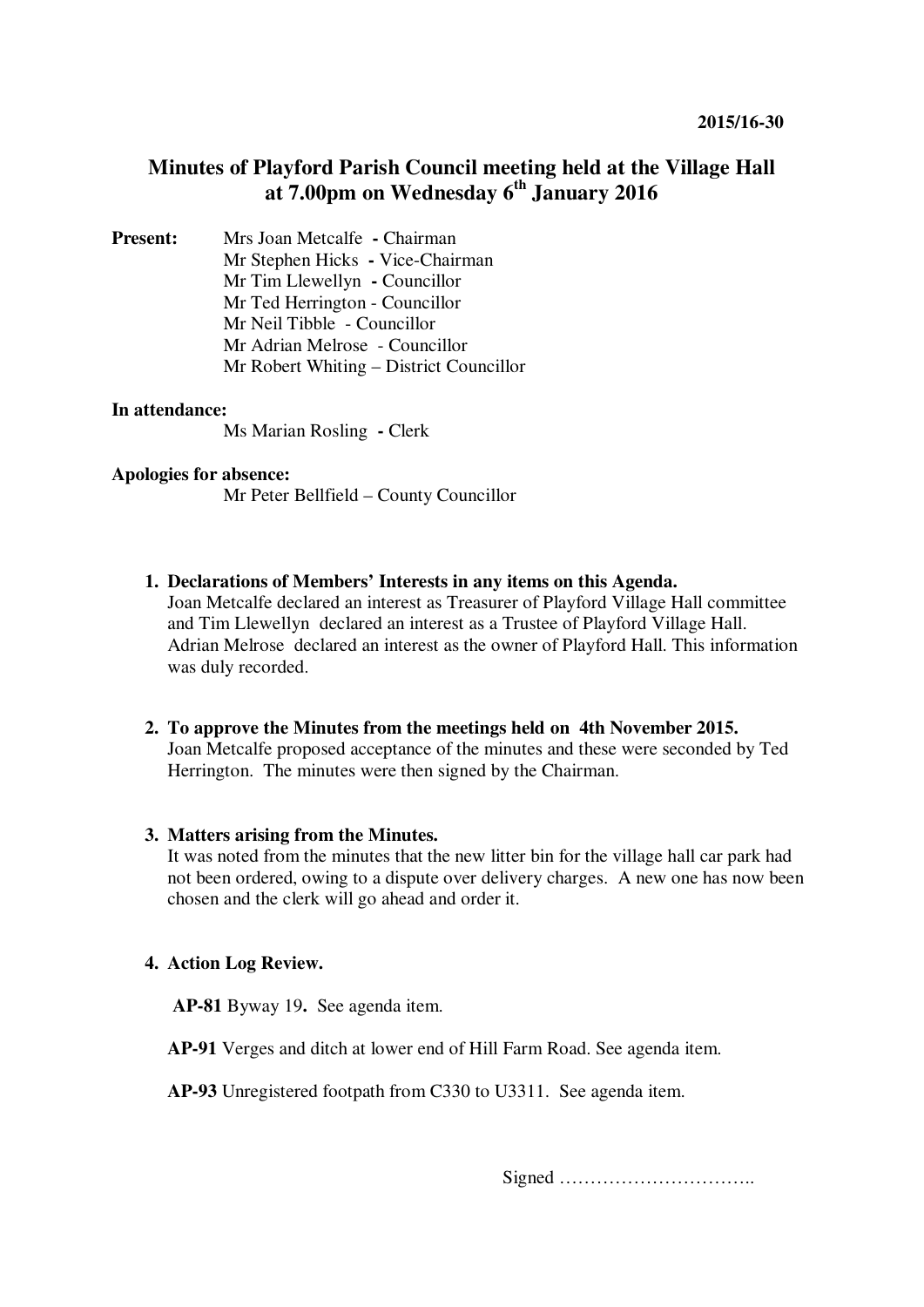**2015/16-30**

# Minutes of Playford Parish Council meeting held at the Village Hall at 7.00pm on Wednesday 6th January 2016

**Present:**

Mrs Joan Metcalfe **-** Chairman
Mr Stephen Hicks **-** Vice-Chairman
Mr Tim Llewellyn **-** Councillor
Mr Ted Herrington - Councillor
Mr Neil Tibble - Councillor
Mr Adrian Melrose - Councillor
Mr Robert Whiting – District Councillor

**In attendance:**

Ms Marian Rosling **-** Clerk

**Apologies for absence:**

Mr Peter Bellfield – County Councillor

1. **Declarations of Members' Interests in any items on this Agenda.**
   Joan Metcalfe declared an interest as Treasurer of Playford Village Hall committee and Tim Llewellyn declared an interest as a Trustee of Playford Village Hall. Adrian Melrose declared an interest as the owner of Playford Hall. This information was duly recorded.

2. **To approve the Minutes from the meetings held on 4th November 2015.**
   Joan Metcalfe proposed acceptance of the minutes and these were seconded by Ted Herrington. The minutes were then signed by the Chairman.

3. **Matters arising from the Minutes.**
   It was noted from the minutes that the new litter bin for the village hall car park had not been ordered, owing to a dispute over delivery charges. A new one has now been chosen and the clerk will go ahead and order it.

4. **Action Log Review.**

   **AP-81** Byway 19**.** See agenda item.

   **AP-91** Verges and ditch at lower end of Hill Farm Road. See agenda item.

   **AP-93** Unregistered footpath from C330 to U3311. See agenda item.

Signed …………………………..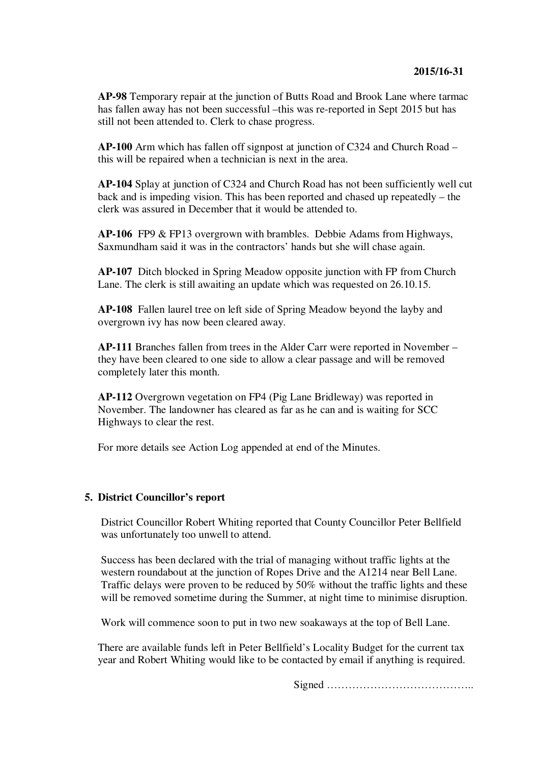**AP-98** Temporary repair at the junction of Butts Road and Brook Lane where tarmac has fallen away has not been successful –this was re-reported in Sept 2015 but has still not been attended to. Clerk to chase progress.

**AP-100** Arm which has fallen off signpost at junction of C324 and Church Road – this will be repaired when a technician is next in the area.

**AP-104** Splay at junction of C324 and Church Road has not been sufficiently well cut back and is impeding vision. This has been reported and chased up repeatedly – the clerk was assured in December that it would be attended to.

**AP-106** FP9 & FP13 overgrown with brambles. Debbie Adams from Highways, Saxmundham said it was in the contractors' hands but she will chase again.

**AP-107** Ditch blocked in Spring Meadow opposite junction with FP from Church Lane. The clerk is still awaiting an update which was requested on 26.10.15.

**AP-108** Fallen laurel tree on left side of Spring Meadow beyond the layby and overgrown ivy has now been cleared away.

**AP-111** Branches fallen from trees in the Alder Carr were reported in November – they have been cleared to one side to allow a clear passage and will be removed completely later this month.

**AP-112** Overgrown vegetation on FP4 (Pig Lane Bridleway) was reported in November. The landowner has cleared as far as he can and is waiting for SCC Highways to clear the rest.

For more details see Action Log appended at end of the Minutes.

## 5. District Councillor's report

District Councillor Robert Whiting reported that County Councillor Peter Bellfield was unfortunately too unwell to attend.

Success has been declared with the trial of managing without traffic lights at the western roundabout at the junction of Ropes Drive and the A1214 near Bell Lane. Traffic delays were proven to be reduced by 50% without the traffic lights and these will be removed sometime during the Summer, at night time to minimise disruption.

Work will commence soon to put in two new soakaways at the top of Bell Lane.

There are available funds left in Peter Bellfield's Locality Budget for the current tax year and Robert Whiting would like to be contacted by email if anything is required.

Signed …………………………………..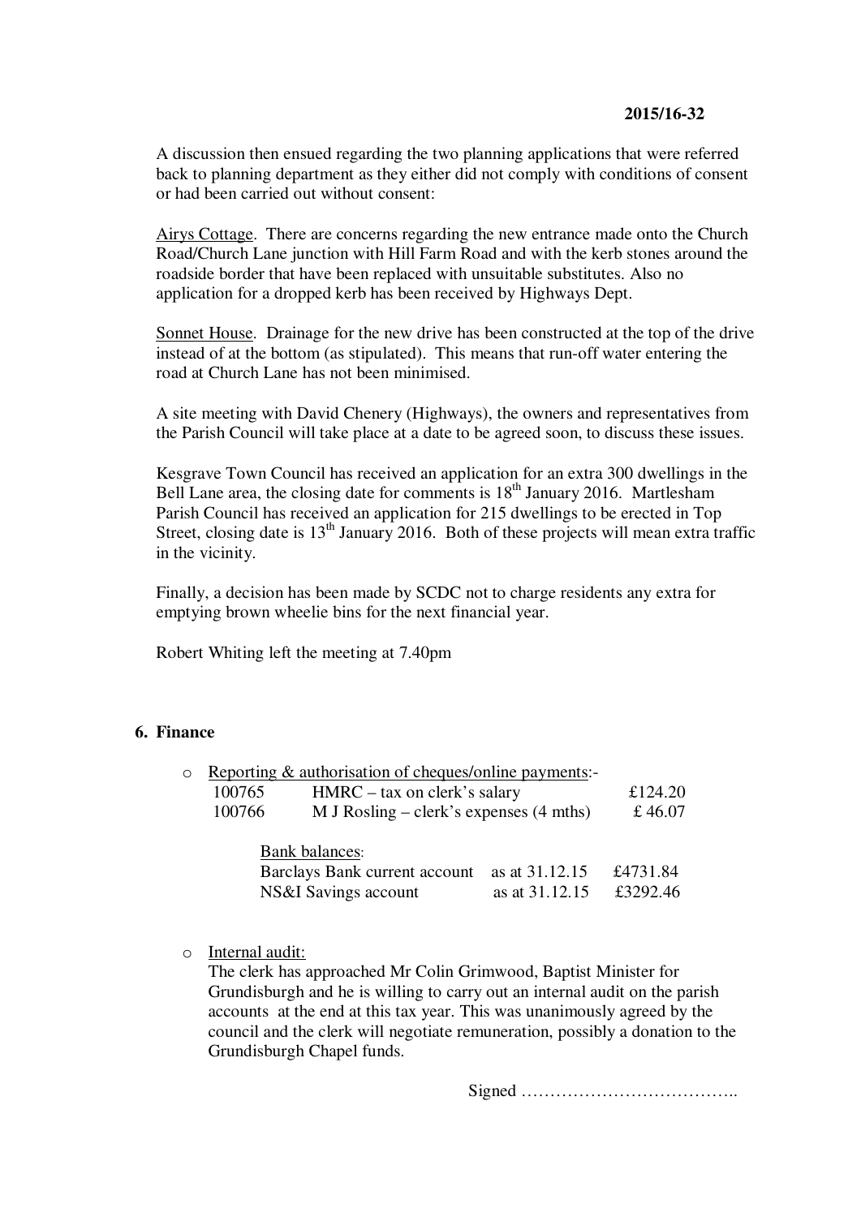A discussion then ensued regarding the two planning applications that were referred back to planning department as they either did not comply with conditions of consent or had been carried out without consent:

Airys Cottage. There are concerns regarding the new entrance made onto the Church Road/Church Lane junction with Hill Farm Road and with the kerb stones around the roadside border that have been replaced with unsuitable substitutes. Also no application for a dropped kerb has been received by Highways Dept.

Sonnet House. Drainage for the new drive has been constructed at the top of the drive instead of at the bottom (as stipulated). This means that run-off water entering the road at Church Lane has not been minimised.

A site meeting with David Chenery (Highways), the owners and representatives from the Parish Council will take place at a date to be agreed soon, to discuss these issues.

Kesgrave Town Council has received an application for an extra 300 dwellings in the Bell Lane area, the closing date for comments is 18th January 2016. Martlesham Parish Council has received an application for 215 dwellings to be erected in Top Street, closing date is 13th January 2016. Both of these projects will mean extra traffic in the vicinity.

Finally, a decision has been made by SCDC not to charge residents any extra for emptying brown wheelie bins for the next financial year.

Robert Whiting left the meeting at 7.40pm

**6. Finance**

- Reporting & authorisation of cheques/online payments:-

| | | |
|---|---|---|
| 100765 | HMRC – tax on clerk's salary | £124.20 |
| 100766 | M J Rosling – clerk's expenses (4 mths) | £ 46.07 |

Bank balances:

| | | |
|---|---|---|
| Barclays Bank current account | as at 31.12.15 | £4731.84 |
| NS&I Savings account | as at 31.12.15 | £3292.46 |

- Internal audit:
  The clerk has approached Mr Colin Grimwood, Baptist Minister for Grundisburgh and he is willing to carry out an internal audit on the parish accounts at the end at this tax year. This was unanimously agreed by the council and the clerk will negotiate remuneration, possibly a donation to the Grundisburgh Chapel funds.

Signed ………………………………..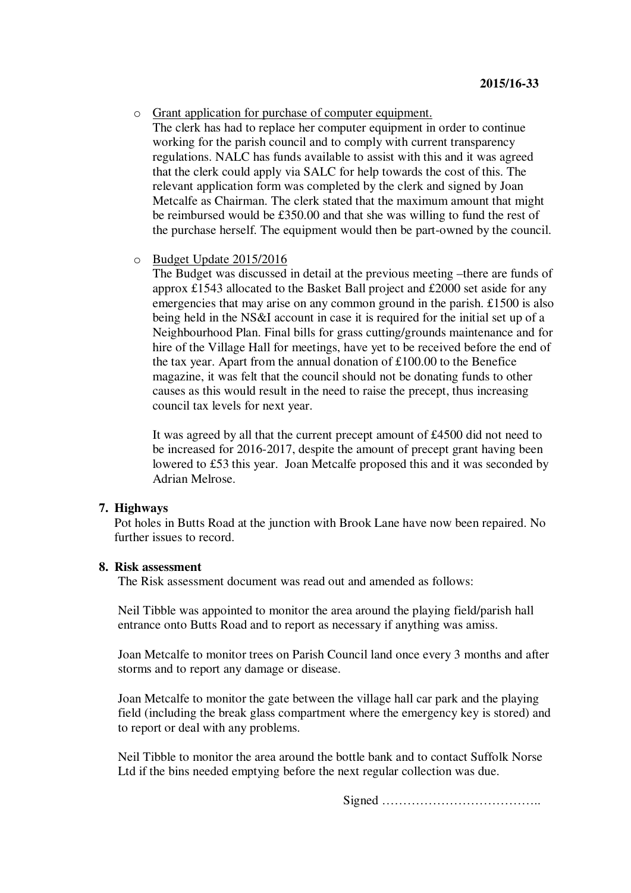- Grant application for purchase of computer equipment.
  The clerk has had to replace her computer equipment in order to continue working for the parish council and to comply with current transparency regulations. NALC has funds available to assist with this and it was agreed that the clerk could apply via SALC for help towards the cost of this. The relevant application form was completed by the clerk and signed by Joan Metcalfe as Chairman. The clerk stated that the maximum amount that might be reimbursed would be £350.00 and that she was willing to fund the rest of the purchase herself. The equipment would then be part-owned by the council.

- Budget Update 2015/2016
  The Budget was discussed in detail at the previous meeting –there are funds of approx £1543 allocated to the Basket Ball project and £2000 set aside for any emergencies that may arise on any common ground in the parish. £1500 is also being held in the NS&I account in case it is required for the initial set up of a Neighbourhood Plan. Final bills for grass cutting/grounds maintenance and for hire of the Village Hall for meetings, have yet to be received before the end of the tax year. Apart from the annual donation of £100.00 to the Benefice magazine, it was felt that the council should not be donating funds to other causes as this would result in the need to raise the precept, thus increasing council tax levels for next year.

  It was agreed by all that the current precept amount of £4500 did not need to be increased for 2016-2017, despite the amount of precept grant having been lowered to £53 this year. Joan Metcalfe proposed this and it was seconded by Adrian Melrose.

**7. Highways**

Pot holes in Butts Road at the junction with Brook Lane have now been repaired. No further issues to record.

**8. Risk assessment**

The Risk assessment document was read out and amended as follows:

Neil Tibble was appointed to monitor the area around the playing field/parish hall entrance onto Butts Road and to report as necessary if anything was amiss.

Joan Metcalfe to monitor trees on Parish Council land once every 3 months and after storms and to report any damage or disease.

Joan Metcalfe to monitor the gate between the village hall car park and the playing field (including the break glass compartment where the emergency key is stored) and to report or deal with any problems.

Neil Tibble to monitor the area around the bottle bank and to contact Suffolk Norse Ltd if the bins needed emptying before the next regular collection was due.

Signed ………………………………..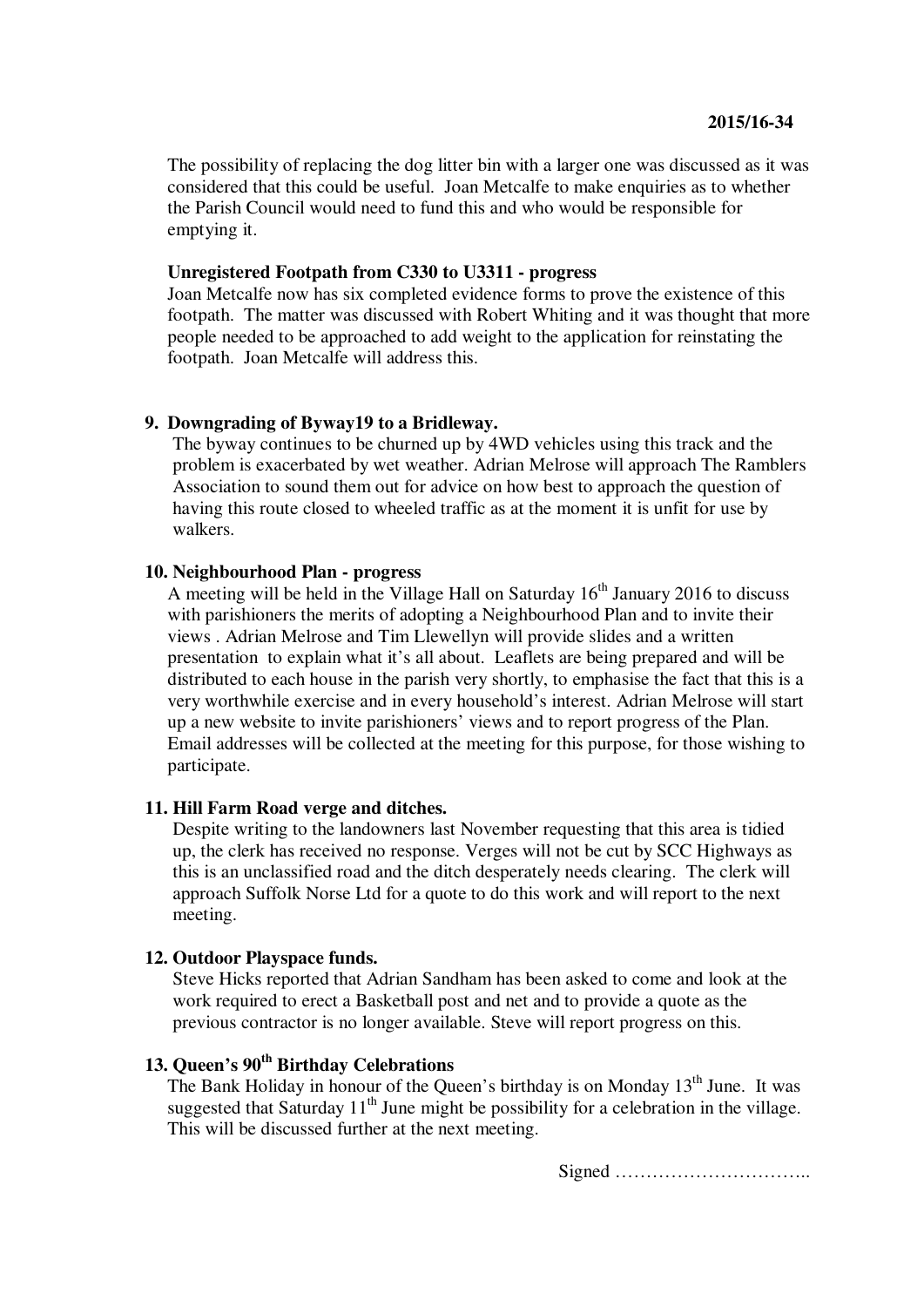The possibility of replacing the dog litter bin with a larger one was discussed as it was considered that this could be useful. Joan Metcalfe to make enquiries as to whether the Parish Council would need to fund this and who would be responsible for emptying it.

**Unregistered Footpath from C330 to U3311 - progress**

Joan Metcalfe now has six completed evidence forms to prove the existence of this footpath. The matter was discussed with Robert Whiting and it was thought that more people needed to be approached to add weight to the application for reinstating the footpath. Joan Metcalfe will address this.

**9. Downgrading of Byway19 to a Bridleway.**

The byway continues to be churned up by 4WD vehicles using this track and the problem is exacerbated by wet weather. Adrian Melrose will approach The Ramblers Association to sound them out for advice on how best to approach the question of having this route closed to wheeled traffic as at the moment it is unfit for use by walkers.

**10. Neighbourhood Plan - progress**

A meeting will be held in the Village Hall on Saturday 16th January 2016 to discuss with parishioners the merits of adopting a Neighbourhood Plan and to invite their views . Adrian Melrose and Tim Llewellyn will provide slides and a written presentation to explain what it's all about. Leaflets are being prepared and will be distributed to each house in the parish very shortly, to emphasise the fact that this is a very worthwhile exercise and in every household's interest. Adrian Melrose will start up a new website to invite parishioners' views and to report progress of the Plan. Email addresses will be collected at the meeting for this purpose, for those wishing to participate.

**11. Hill Farm Road verge and ditches.**

Despite writing to the landowners last November requesting that this area is tidied up, the clerk has received no response. Verges will not be cut by SCC Highways as this is an unclassified road and the ditch desperately needs clearing. The clerk will approach Suffolk Norse Ltd for a quote to do this work and will report to the next meeting.

**12. Outdoor Playspace funds.**

Steve Hicks reported that Adrian Sandham has been asked to come and look at the work required to erect a Basketball post and net and to provide a quote as the previous contractor is no longer available. Steve will report progress on this.

**13. Queen's 90th Birthday Celebrations**

The Bank Holiday in honour of the Queen's birthday is on Monday 13th June. It was suggested that Saturday 11th June might be possibility for a celebration in the village. This will be discussed further at the next meeting.

Signed …………………………..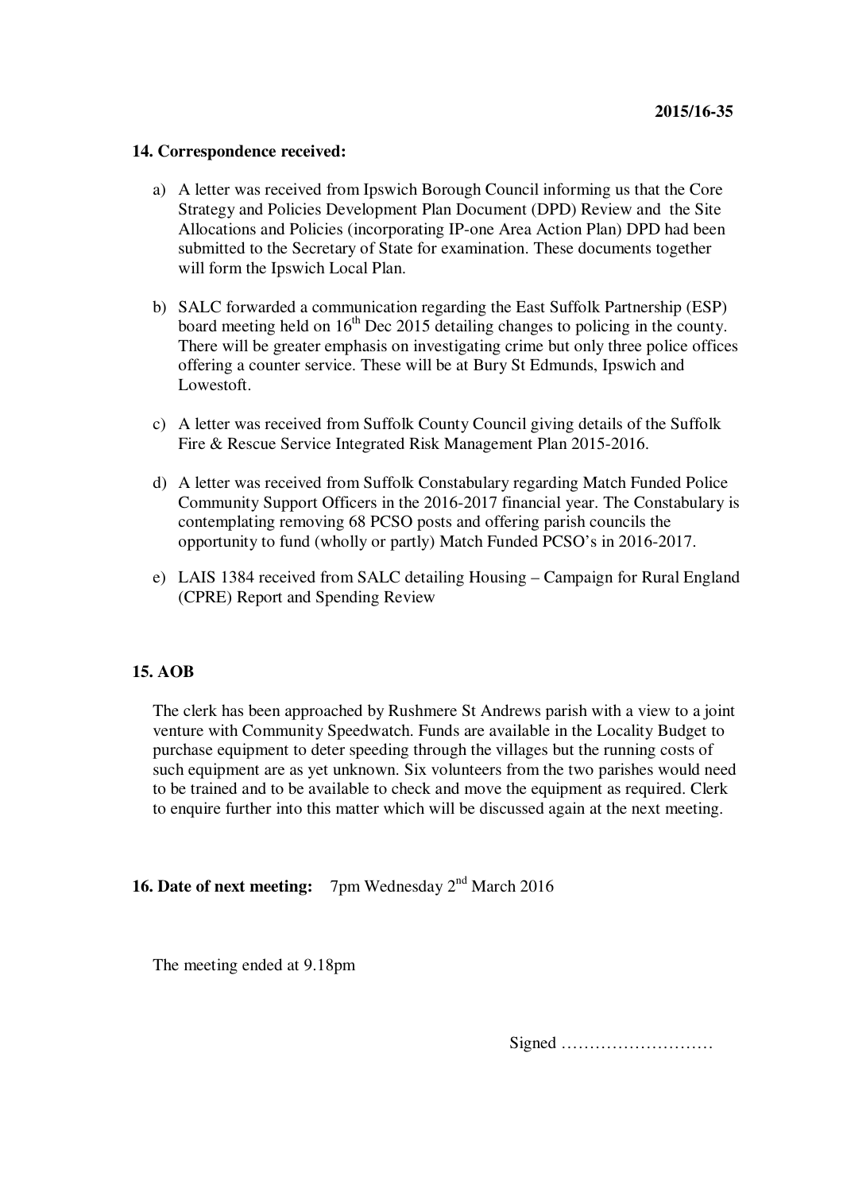**2015/16-35**

**14. Correspondence received:**

a) A letter was received from Ipswich Borough Council informing us that the Core Strategy and Policies Development Plan Document (DPD) Review and the Site Allocations and Policies (incorporating IP-one Area Action Plan) DPD had been submitted to the Secretary of State for examination. These documents together will form the Ipswich Local Plan.

b) SALC forwarded a communication regarding the East Suffolk Partnership (ESP) board meeting held on 16th Dec 2015 detailing changes to policing in the county. There will be greater emphasis on investigating crime but only three police offices offering a counter service. These will be at Bury St Edmunds, Ipswich and Lowestoft.

c) A letter was received from Suffolk County Council giving details of the Suffolk Fire & Rescue Service Integrated Risk Management Plan 2015-2016.

d) A letter was received from Suffolk Constabulary regarding Match Funded Police Community Support Officers in the 2016-2017 financial year. The Constabulary is contemplating removing 68 PCSO posts and offering parish councils the opportunity to fund (wholly or partly) Match Funded PCSO's in 2016-2017.

e) LAIS 1384 received from SALC detailing Housing – Campaign for Rural England (CPRE) Report and Spending Review

**15. AOB**

The clerk has been approached by Rushmere St Andrews parish with a view to a joint venture with Community Speedwatch. Funds are available in the Locality Budget to purchase equipment to deter speeding through the villages but the running costs of such equipment are as yet unknown. Six volunteers from the two parishes would need to be trained and to be available to check and move the equipment as required. Clerk to enquire further into this matter which will be discussed again at the next meeting.

**16. Date of next meeting:** 7pm Wednesday 2nd March 2016

The meeting ended at 9.18pm

Signed ………………………